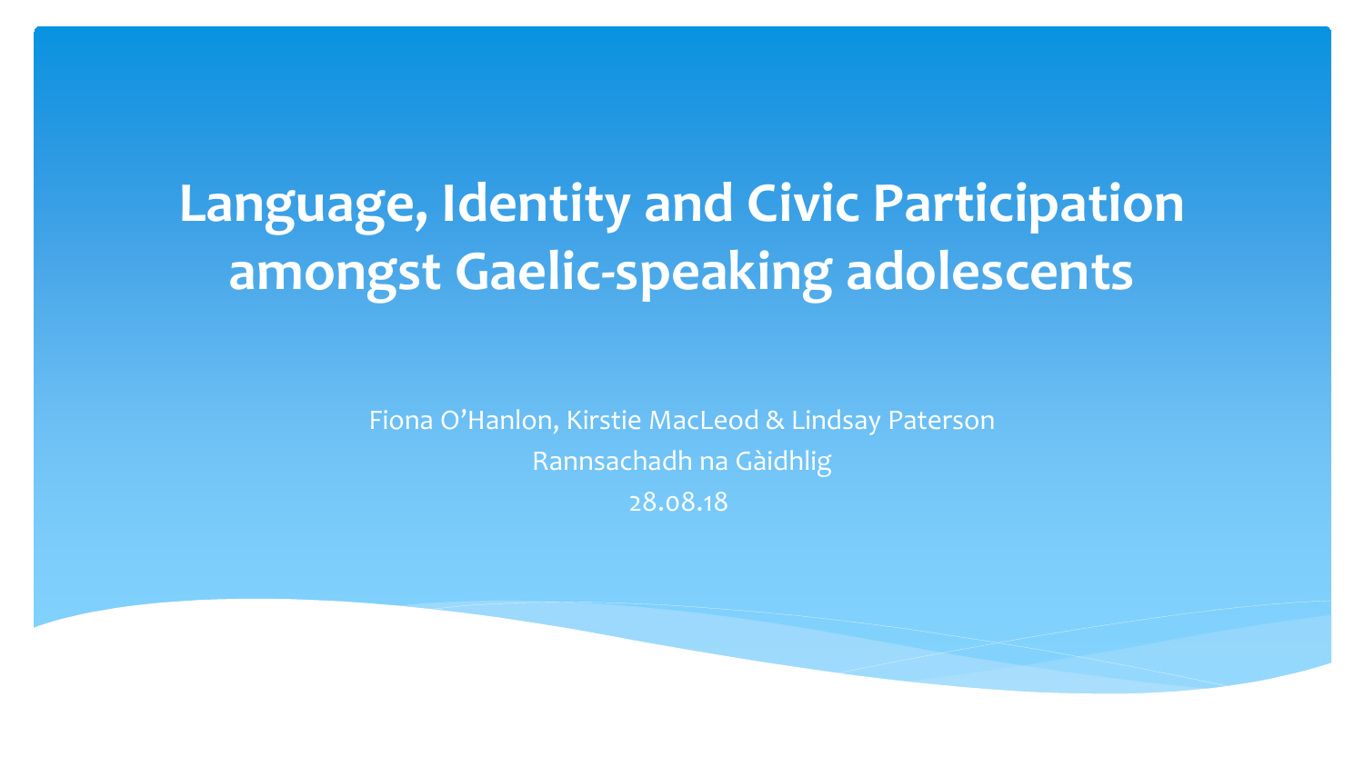# Language, Identity and Civic Participation amongst Gaelic-speaking adolescents

Fiona O'Hanlon, Kirstie MacLeod & Lindsay Paterson

Rannsachadh na Gàidhlig

28.08.18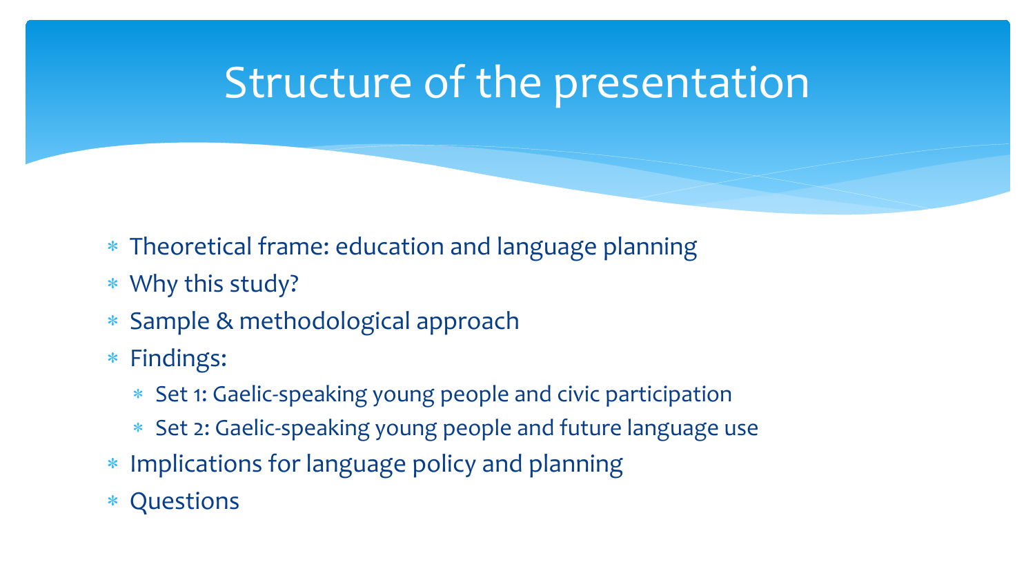# Structure of the presentation

- Theoretical frame: education and language planning
- Why this study?
- Sample & methodological approach
- Findings:
  - Set 1: Gaelic-speaking young people and civic participation
  - Set 2: Gaelic-speaking young people and future language use
- Implications for language policy and planning
- Questions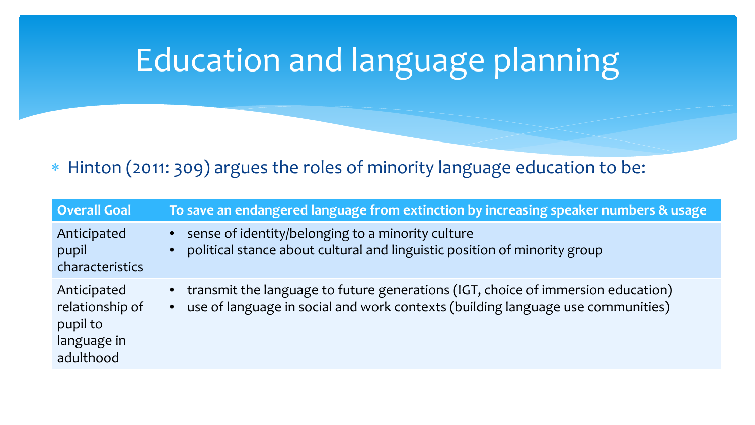# Education and language planning

* Hinton (2011: 309) argues the roles of minority language education to be:

| Overall Goal | To save an endangered language from extinction by increasing speaker numbers & usage |
| --- | --- |
| Anticipated pupil characteristics | • sense of identity/belonging to a minority culture<br>• political stance about cultural and linguistic position of minority group |
| Anticipated relationship of pupil to language in adulthood | • transmit the language to future generations (IGT, choice of immersion education)<br>• use of language in social and work contexts (building language use communities) |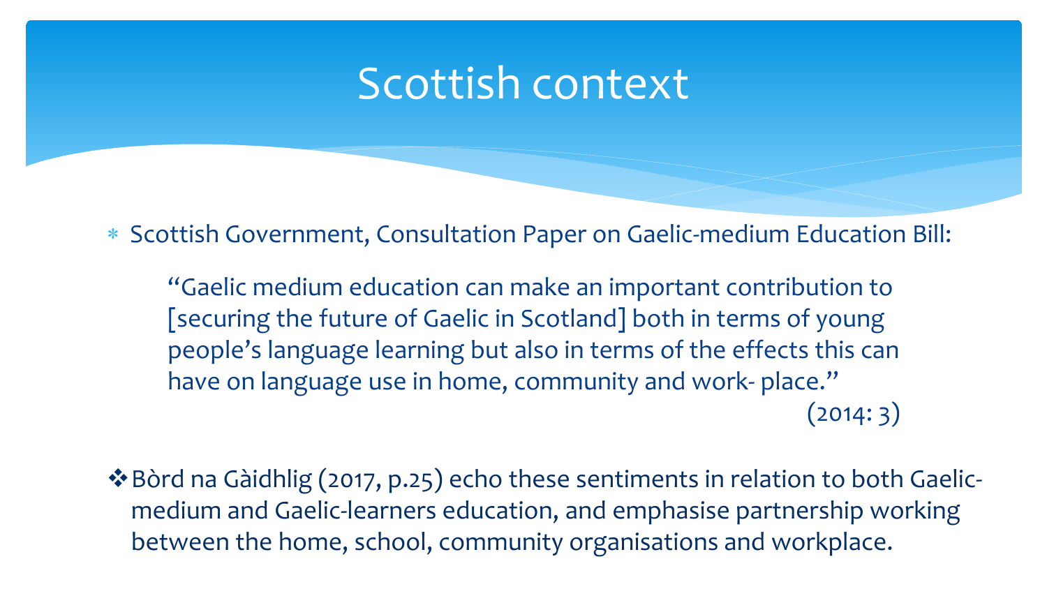# Scottish context

- Scottish Government, Consultation Paper on Gaelic-medium Education Bill:

  > "Gaelic medium education can make an important contribution to [securing the future of Gaelic in Scotland] both in terms of young people's language learning but also in terms of the effects this can have on language use in home, community and work- place."
  >
  > (2014: 3)

- Bòrd na Gàidhlig (2017, p.25) echo these sentiments in relation to both Gaelic-medium and Gaelic-learners education, and emphasise partnership working between the home, school, community organisations and workplace.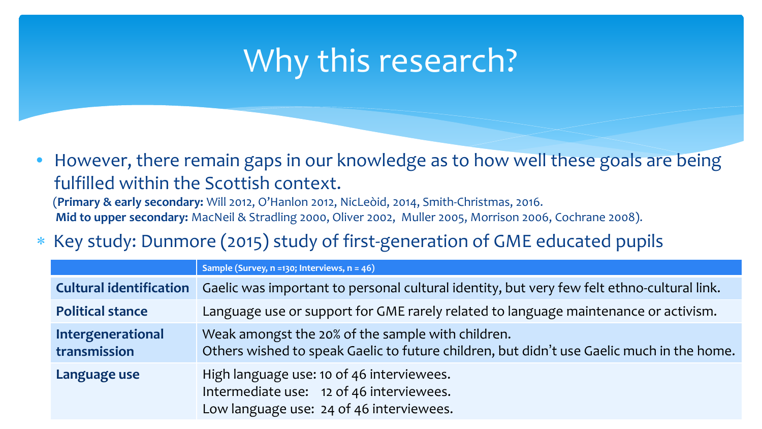# Why this research?

- However, there remain gaps in our knowledge as to how well these goals are being fulfilled within the Scottish context.

(**Primary & early secondary:** Will 2012, O'Hanlon 2012, NicLeòid, 2014, Smith-Christmas, 2016.
**Mid to upper secondary:** MacNeil & Stradling 2000, Oliver 2002, Muller 2005, Morrison 2006, Cochrane 2008).

* Key study: Dunmore (2015) study of first-generation of GME educated pupils

| | Sample (Survey, n =130; Interviews, n = 46) |
|---|---|
| **Cultural identification** | Gaelic was important to personal cultural identity, but very few felt ethno-cultural link. |
| **Political stance** | Language use or support for GME rarely related to language maintenance or activism. |
| **Intergenerational transmission** | Weak amongst the 20% of the sample with children.<br>Others wished to speak Gaelic to future children, but didn't use Gaelic much in the home. |
| **Language use** | High language use: 10 of 46 interviewees.<br>Intermediate use: 12 of 46 interviewees.<br>Low language use: 24 of 46 interviewees. |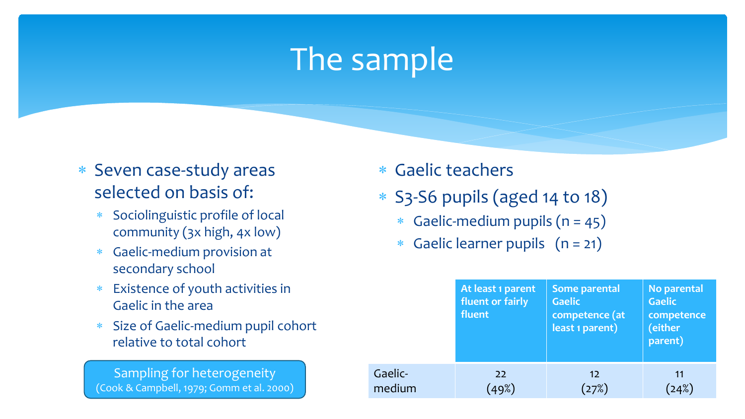# The sample

- Seven case-study areas selected on basis of:
  - Sociolinguistic profile of local community (3x high, 4x low)
  - Gaelic-medium provision at secondary school
  - Existence of youth activities in Gaelic in the area
  - Size of Gaelic-medium pupil cohort relative to total cohort

Sampling for heterogeneity
(Cook & Campbell, 1979; Gomm et al. 2000)

- Gaelic teachers
- S3-S6 pupils (aged 14 to 18)
  - Gaelic-medium pupils (n = 45)
  - Gaelic learner pupils (n = 21)

| | At least 1 parent fluent or fairly fluent | Some parental Gaelic competence (at least 1 parent) | No parental Gaelic competence (either parent) |
|---|---|---|---|
| Gaelic-medium | 22 (49%) | 12 (27%) | 11 (24%) |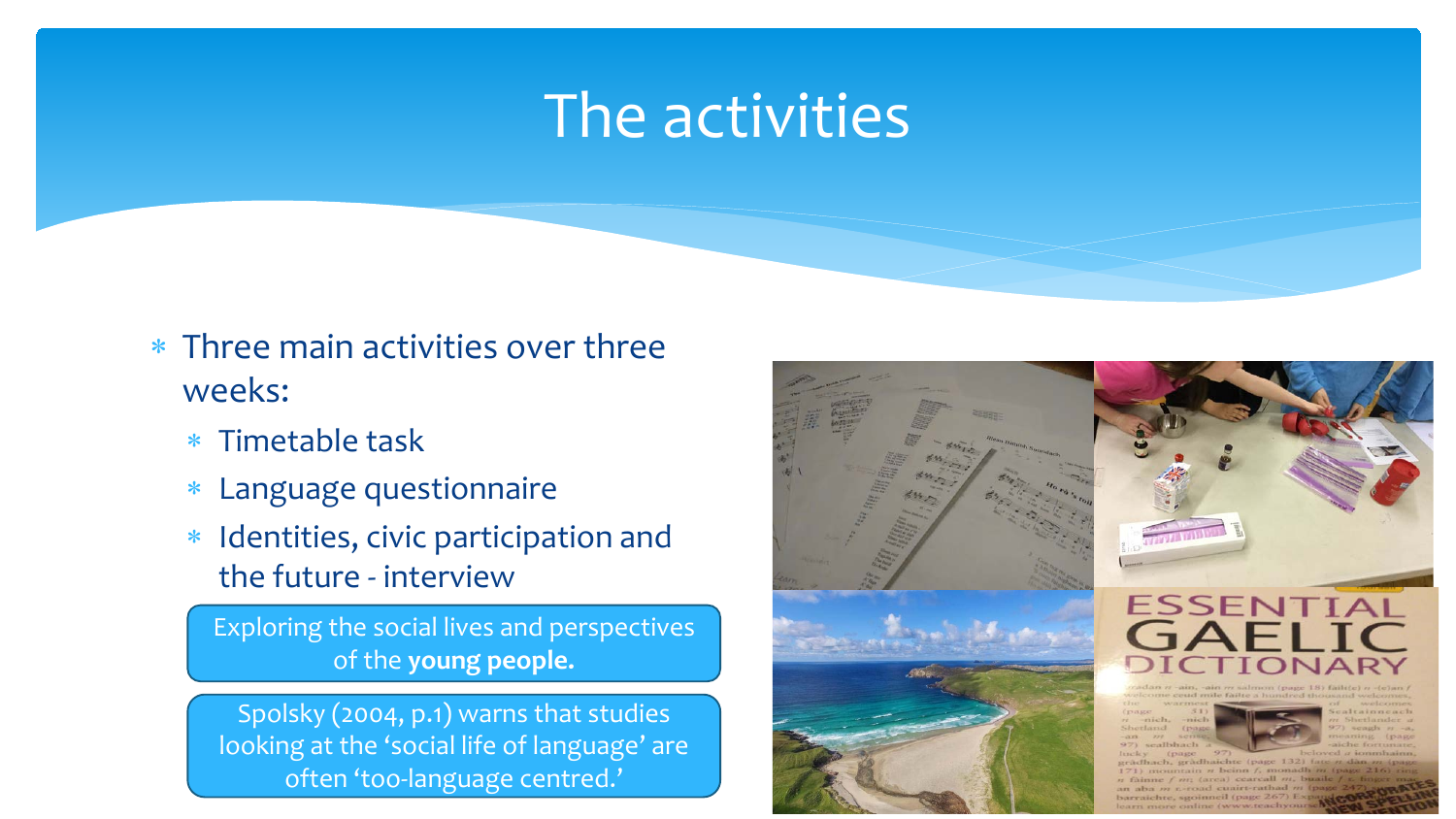# The activities

* Three main activities over three weeks:
  * Timetable task
  * Language questionnaire
  * Identities, civic participation and the future - interview

Exploring the social lives and perspectives of the **young people.**

Spolsky (2004, p.1) warns that studies looking at the 'social life of language' are often 'too-language centred.'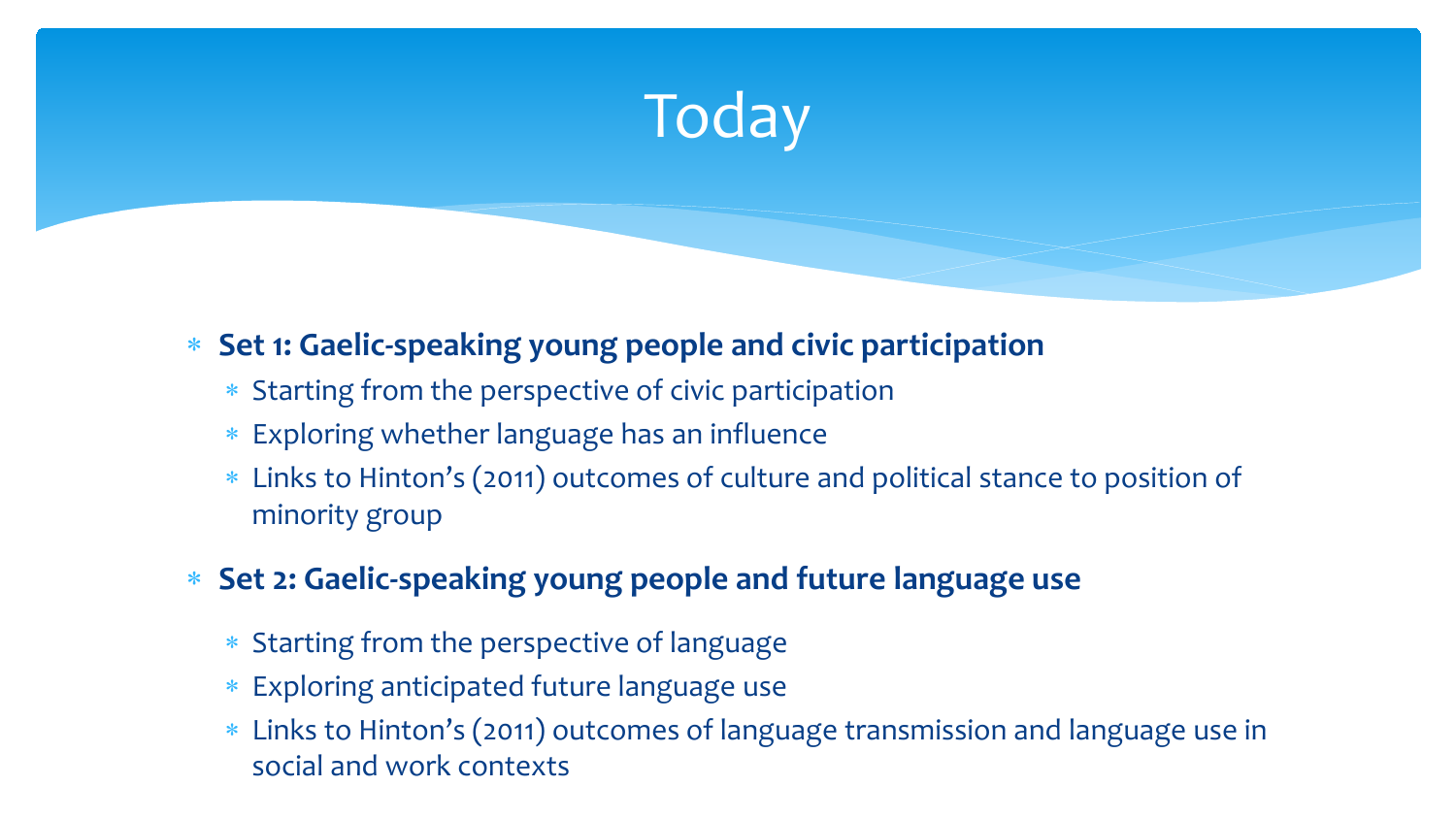# Today

- **Set 1: Gaelic-speaking young people and civic participation**
  - Starting from the perspective of civic participation
  - Exploring whether language has an influence
  - Links to Hinton's (2011) outcomes of culture and political stance to position of minority group
- **Set 2: Gaelic-speaking young people and future language use**
  - Starting from the perspective of language
  - Exploring anticipated future language use
  - Links to Hinton's (2011) outcomes of language transmission and language use in social and work contexts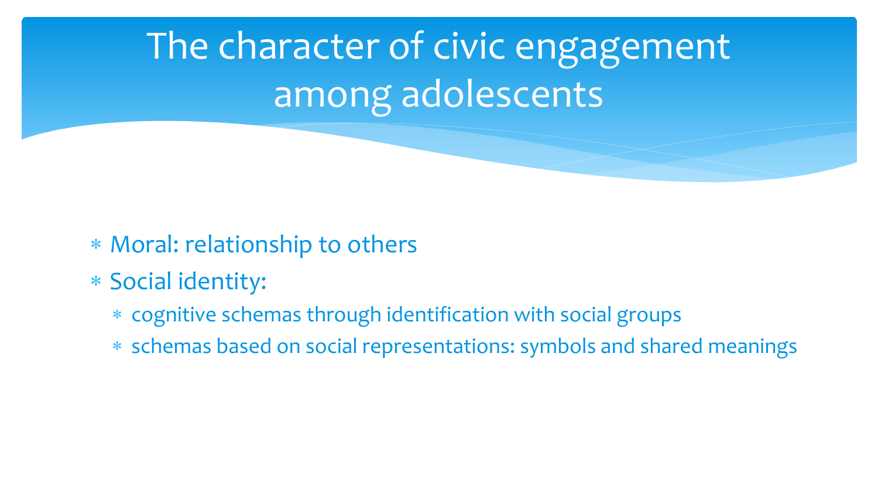# The character of civic engagement among adolescents

- Moral: relationship to others
- Social identity:
  - cognitive schemas through identification with social groups
  - schemas based on social representations: symbols and shared meanings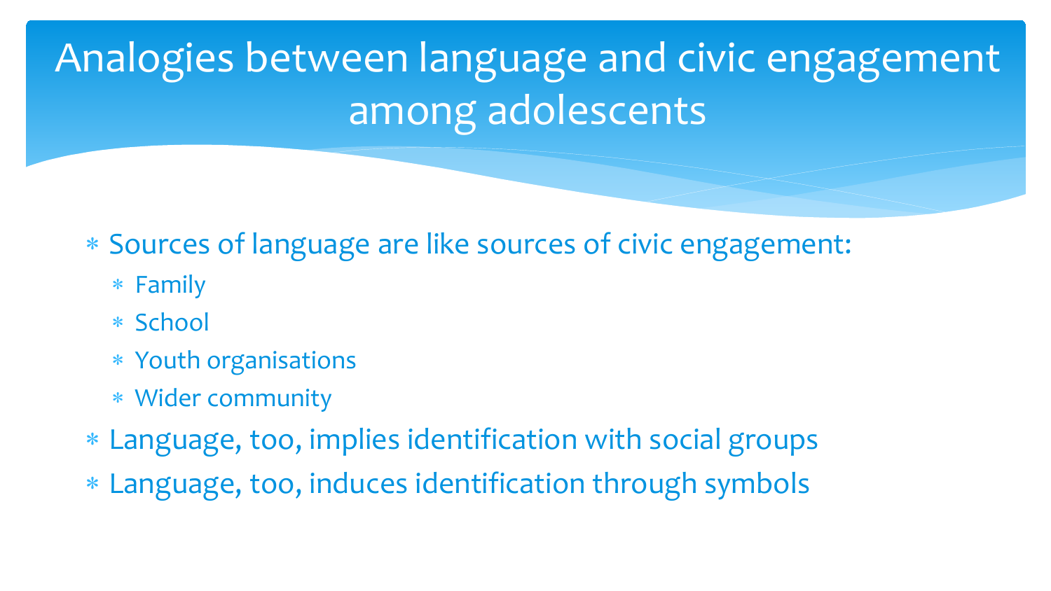# Analogies between language and civic engagement among adolescents

- Sources of language are like sources of civic engagement:
  - Family
  - School
  - Youth organisations
  - Wider community
- Language, too, implies identification with social groups
- Language, too, induces identification through symbols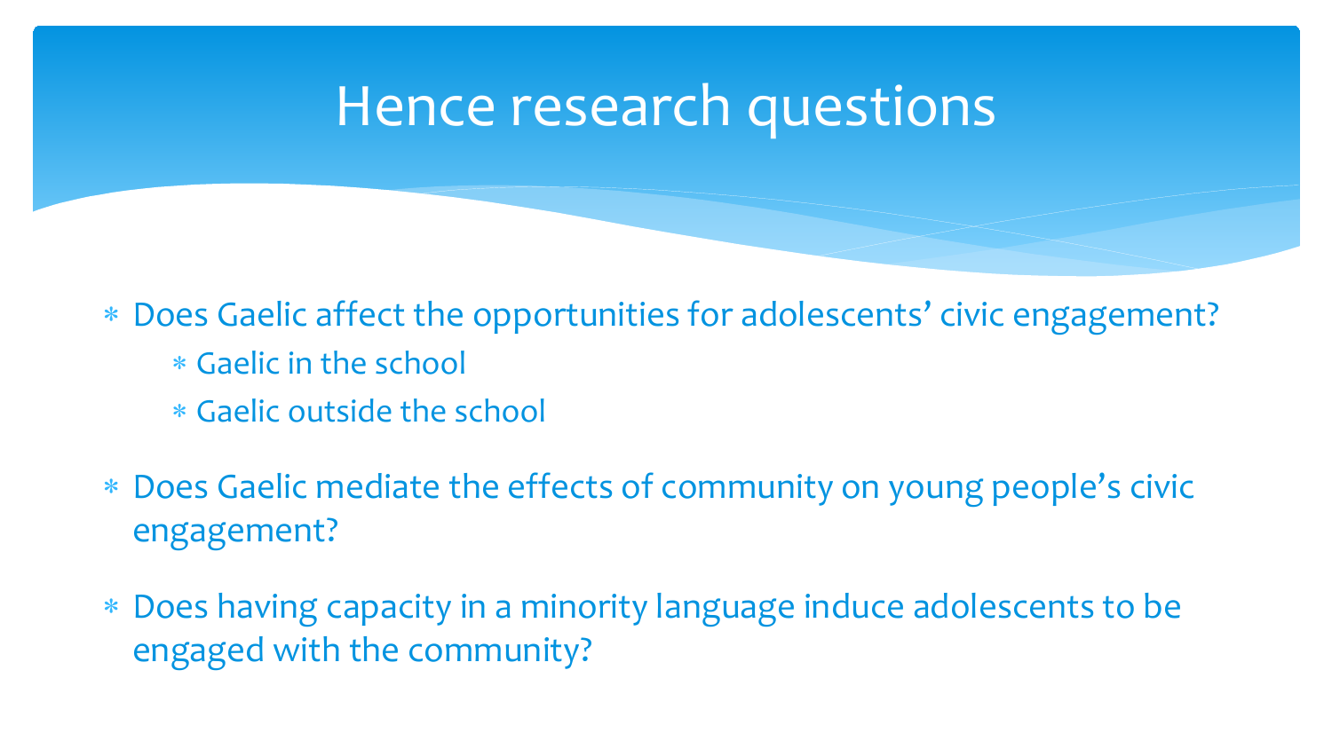# Hence research questions

- Does Gaelic affect the opportunities for adolescents' civic engagement?
  - Gaelic in the school
  - Gaelic outside the school
- Does Gaelic mediate the effects of community on young people's civic engagement?
- Does having capacity in a minority language induce adolescents to be engaged with the community?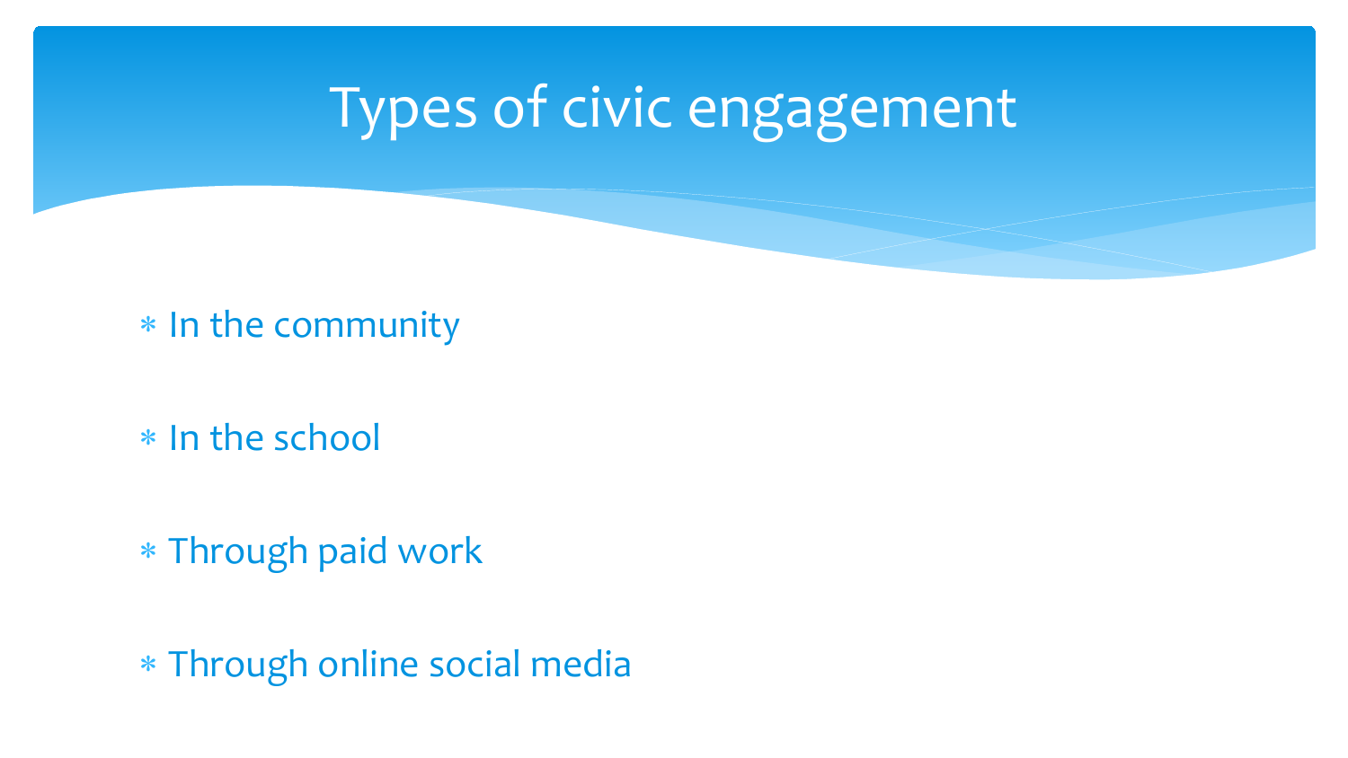# Types of civic engagement

* In the community
* In the school
* Through paid work
* Through online social media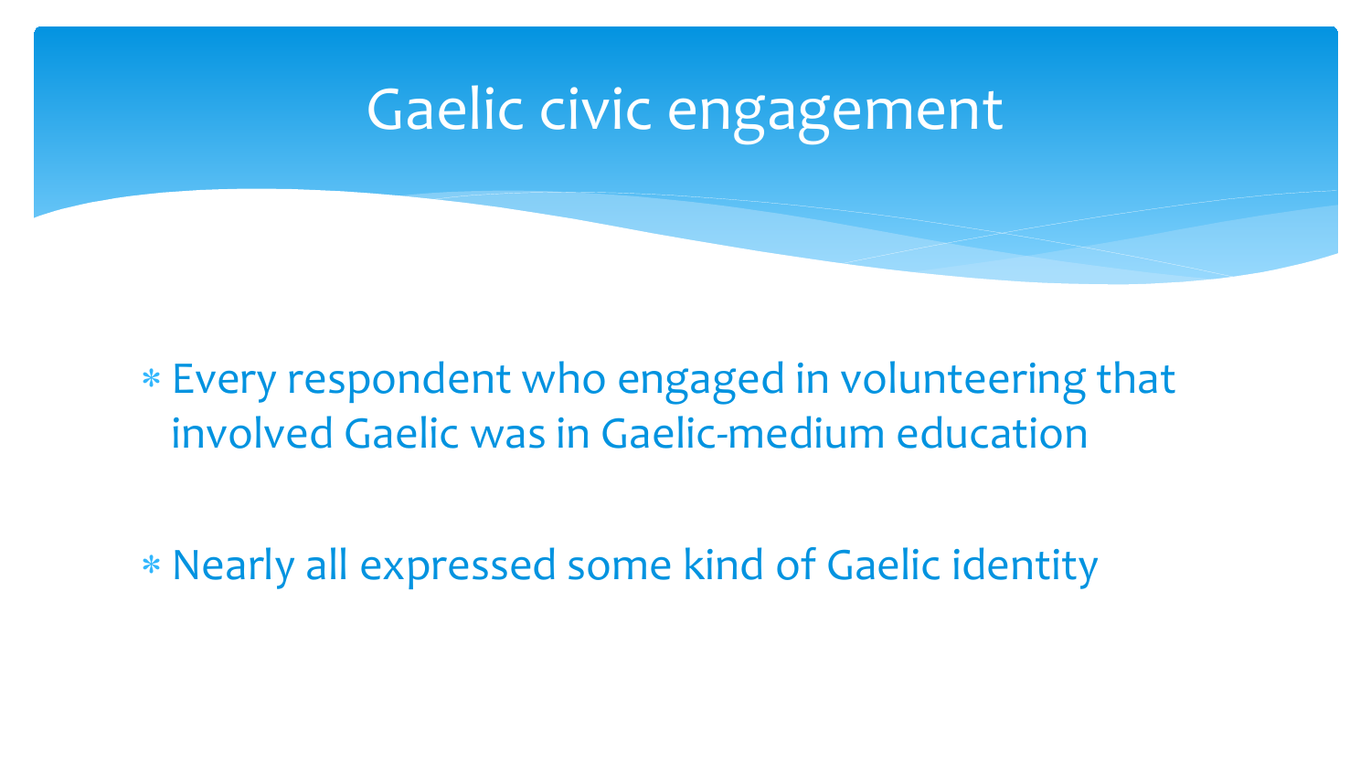# Gaelic civic engagement

* Every respondent who engaged in volunteering that involved Gaelic was in Gaelic-medium education

* Nearly all expressed some kind of Gaelic identity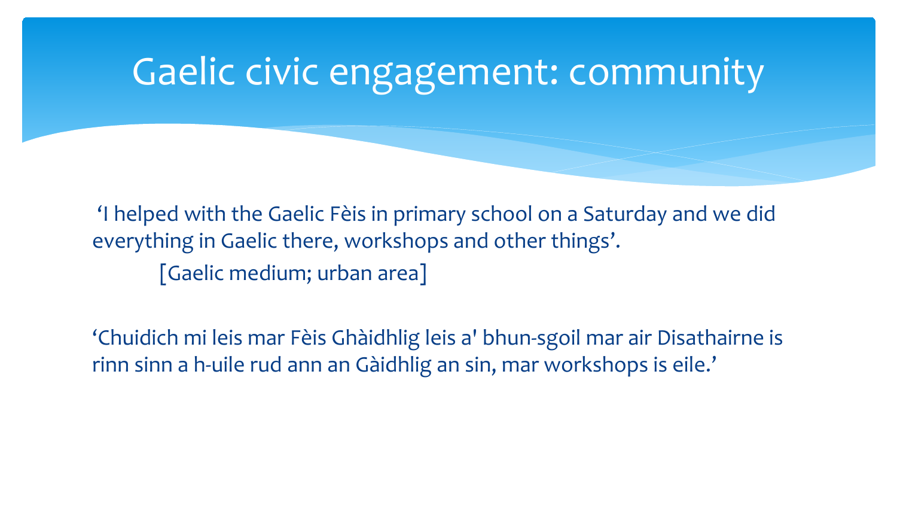# Gaelic civic engagement: community

'I helped with the Gaelic Fèis in primary school on a Saturday and we did everything in Gaelic there, workshops and other things'.

[Gaelic medium; urban area]

'Chuidich mi leis mar Fèis Ghàidhlig leis a' bhun-sgoil mar air Disathairne is rinn sinn a h-uile rud ann an Gàidhlig an sin, mar workshops is eile.'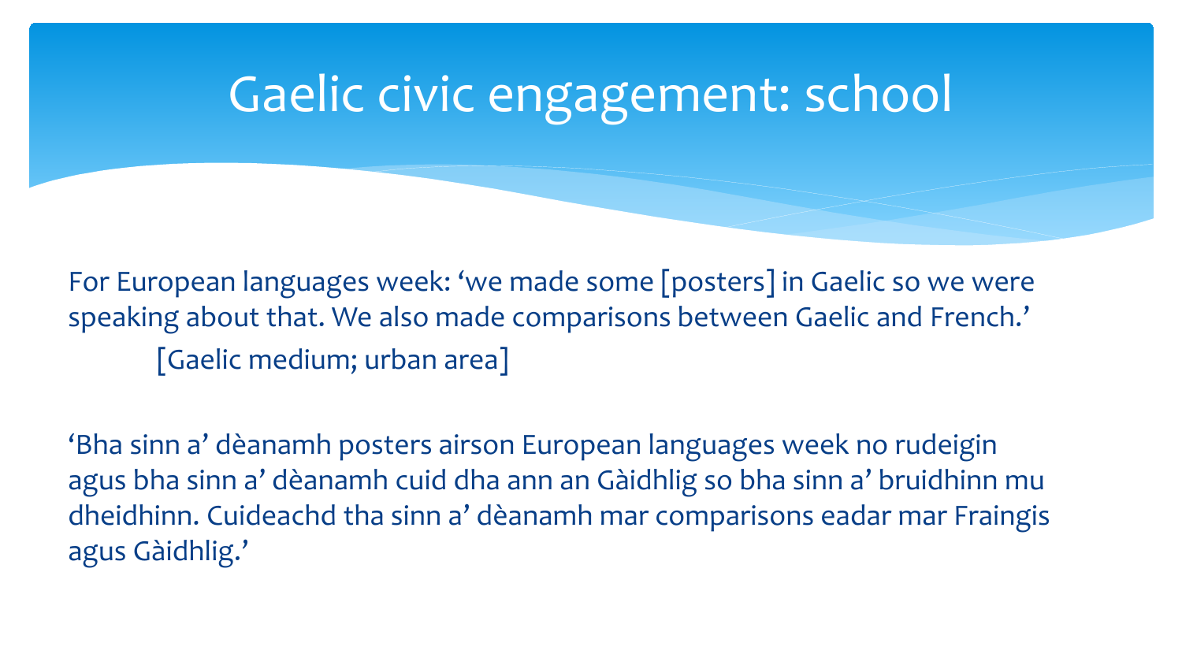# Gaelic civic engagement: school

For European languages week: ‘we made some [posters] in Gaelic so we were speaking about that. We also made comparisons between Gaelic and French.’

[Gaelic medium; urban area]

‘Bha sinn a’ dèanamh posters airson European languages week no rudeigin agus bha sinn a’ dèanamh cuid dha ann an Gàidhlig so bha sinn a’ bruidhinn mu dheidhinn. Cuideachd tha sinn a’ dèanamh mar comparisons eadar mar Fraingis agus Gàidhlig.’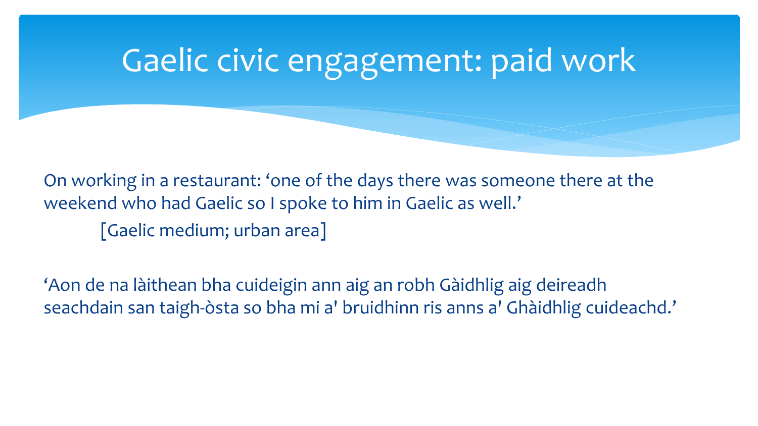# Gaelic civic engagement: paid work

On working in a restaurant: 'one of the days there was someone there at the weekend who had Gaelic so I spoke to him in Gaelic as well.'

[Gaelic medium; urban area]

'Aon de na làithean bha cuideigin ann aig an robh Gàidhlig aig deireadh seachdain san taigh-òsta so bha mi a' bruidhinn ris anns a' Ghàidhlig cuideachd.'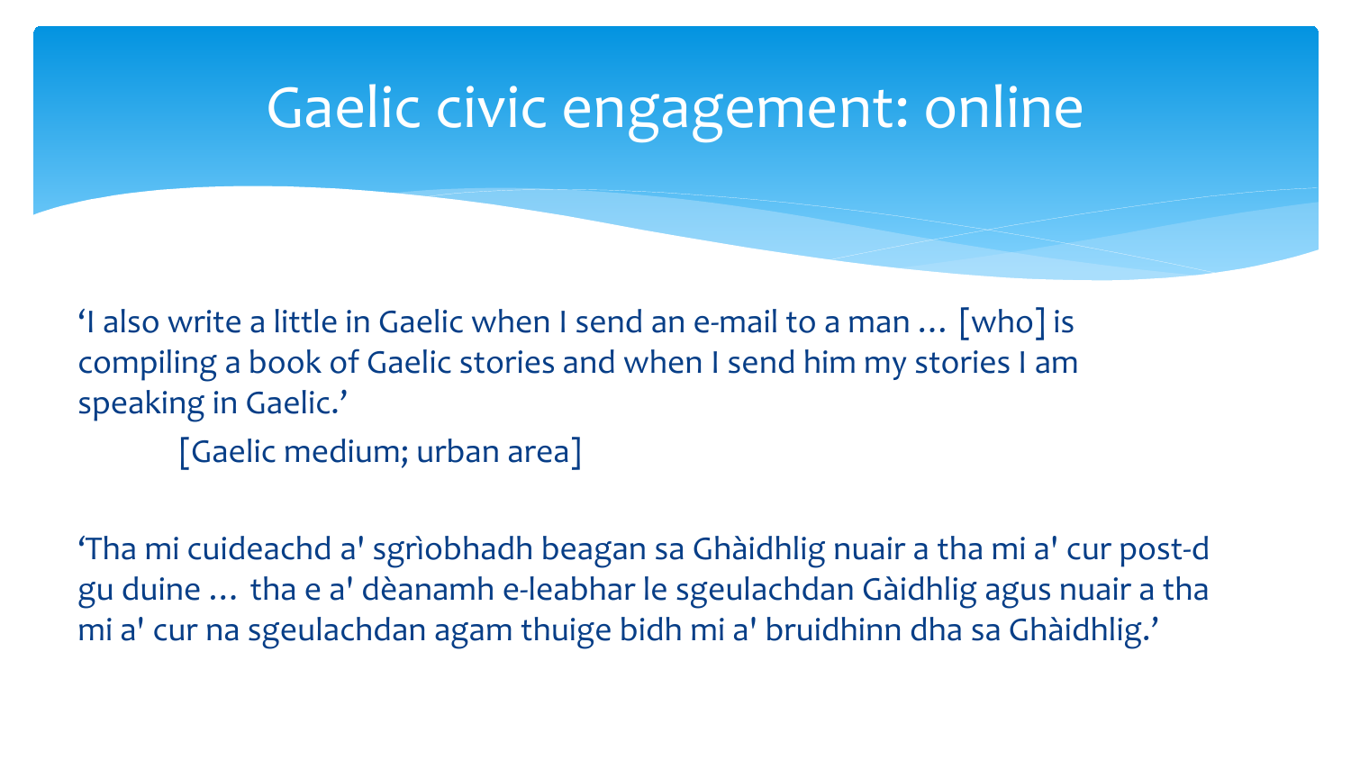# Gaelic civic engagement: online

'I also write a little in Gaelic when I send an e-mail to a man … [who] is compiling a book of Gaelic stories and when I send him my stories I am speaking in Gaelic.'

[Gaelic medium; urban area]

'Tha mi cuideachd a' sgrìobhadh beagan sa Ghàidhlig nuair a tha mi a' cur post-d gu duine … tha e a' dèanamh e-leabhar le sgeulachdan Gàidhlig agus nuair a tha mi a' cur na sgeulachdan agam thuige bidh mi a' bruidhinn dha sa Ghàidhlig.'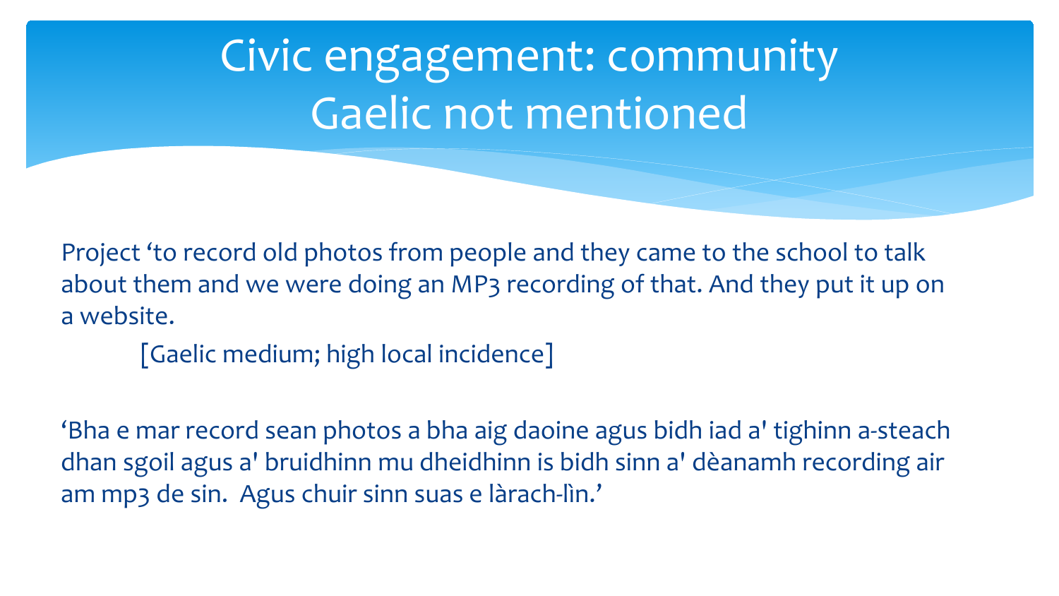# Civic engagement: community Gaelic not mentioned

Project 'to record old photos from people and they came to the school to talk about them and we were doing an MP3 recording of that. And they put it up on a website.

[Gaelic medium; high local incidence]

'Bha e mar record sean photos a bha aig daoine agus bidh iad a' tighinn a-steach dhan sgoil agus a' bruidhinn mu dheidhinn is bidh sinn a' dèanamh recording air am mp3 de sin. Agus chuir sinn suas e làrach-lìn.'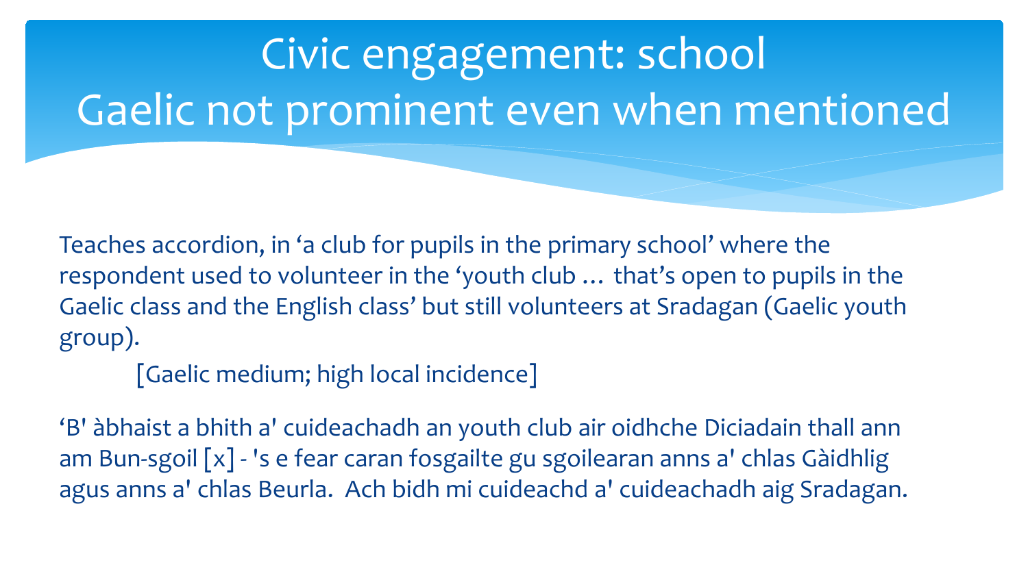# Civic engagement: school
# Gaelic not prominent even when mentioned

Teaches accordion, in ‘a club for pupils in the primary school’ where the respondent used to volunteer in the ‘youth club … that’s open to pupils in the Gaelic class and the English class’ but still volunteers at Sradagan (Gaelic youth group).

[Gaelic medium; high local incidence]

‘B' àbhaist a bhith a' cuideachadh an youth club air oidhche Diciadain thall ann am Bun-sgoil [x] - 's e fear caran fosgailte gu sgoilearan anns a' chlas Gàidhlig agus anns a' chlas Beurla. Ach bidh mi cuideachd a' cuideachadh aig Sradagan.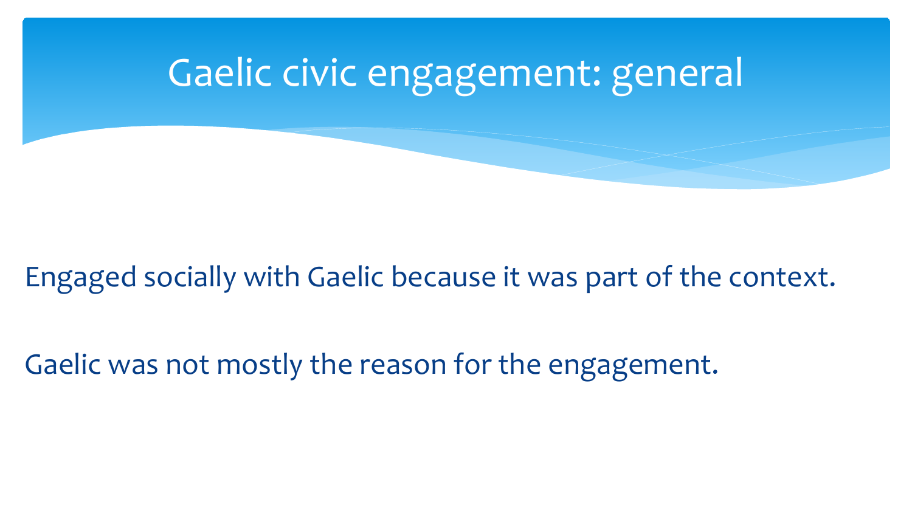# Gaelic civic engagement: general

Engaged socially with Gaelic because it was part of the context.

Gaelic was not mostly the reason for the engagement.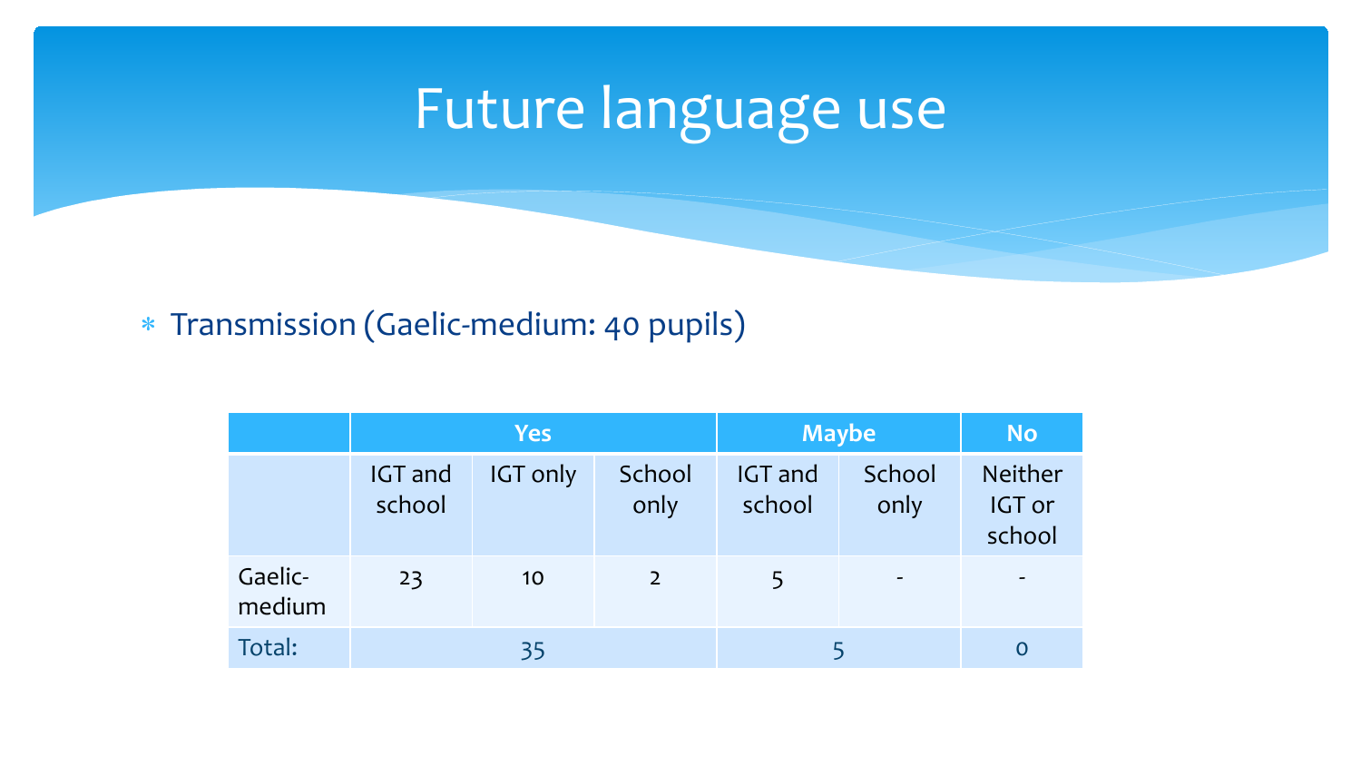# Future language use

* Transmission (Gaelic-medium: 40 pupils)

| | Yes | | | Maybe | | No |
|---|---|---|---|---|---|---|
| | IGT and school | IGT only | School only | IGT and school | School only | Neither IGT or school |
| Gaelic-medium | 23 | 10 | 2 | 5 | - | - |
| Total: | 35 | | | 5 | | 0 |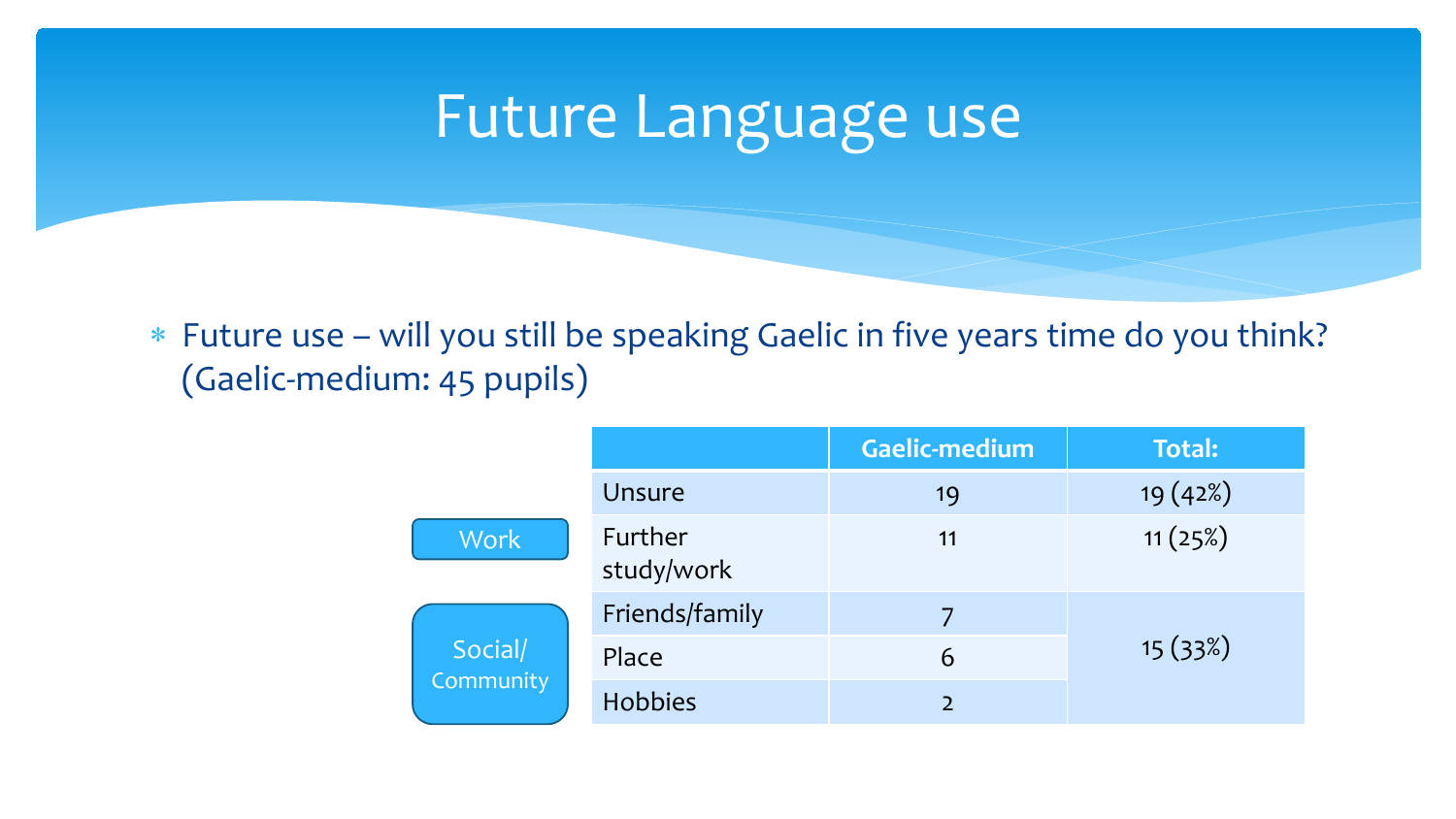# Future Language use

* Future use – will you still be speaking Gaelic in five years time do you think? (Gaelic-medium: 45 pupils)

| | | Gaelic-medium | Total: |
|---|---|---|---|
| | Unsure | 19 | 19 (42%) |
| Work | Further study/work | 11 | 11 (25%) |
| Social/ Community | Friends/family | 7 | 15 (33%) |
| | Place | 6 | |
| | Hobbies | 2 | |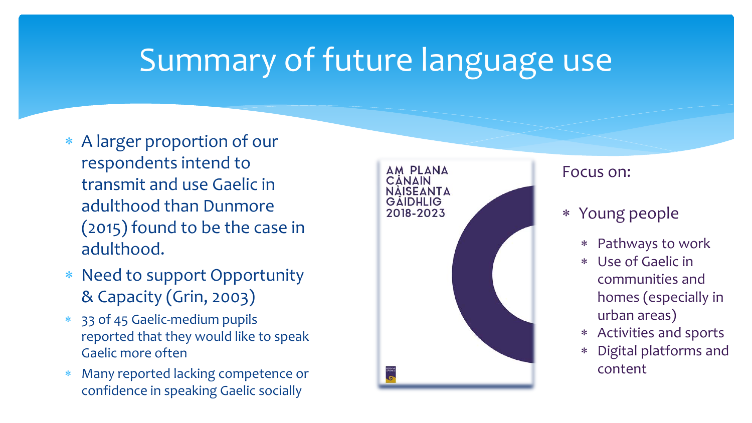# Summary of future language use

- A larger proportion of our respondents intend to transmit and use Gaelic in adulthood than Dunmore (2015) found to be the case in adulthood.
- Need to support Opportunity & Capacity (Grin, 2003)
- 33 of 45 Gaelic-medium pupils reported that they would like to speak Gaelic more often
- Many reported lacking competence or confidence in speaking Gaelic socially

AM PLANA CÀNAIN NÀISEANTA GÀIDHLIG 2018-2023

Focus on:

- Young people
  - Pathways to work
  - Use of Gaelic in communities and homes (especially in urban areas)
  - Activities and sports
  - Digital platforms and content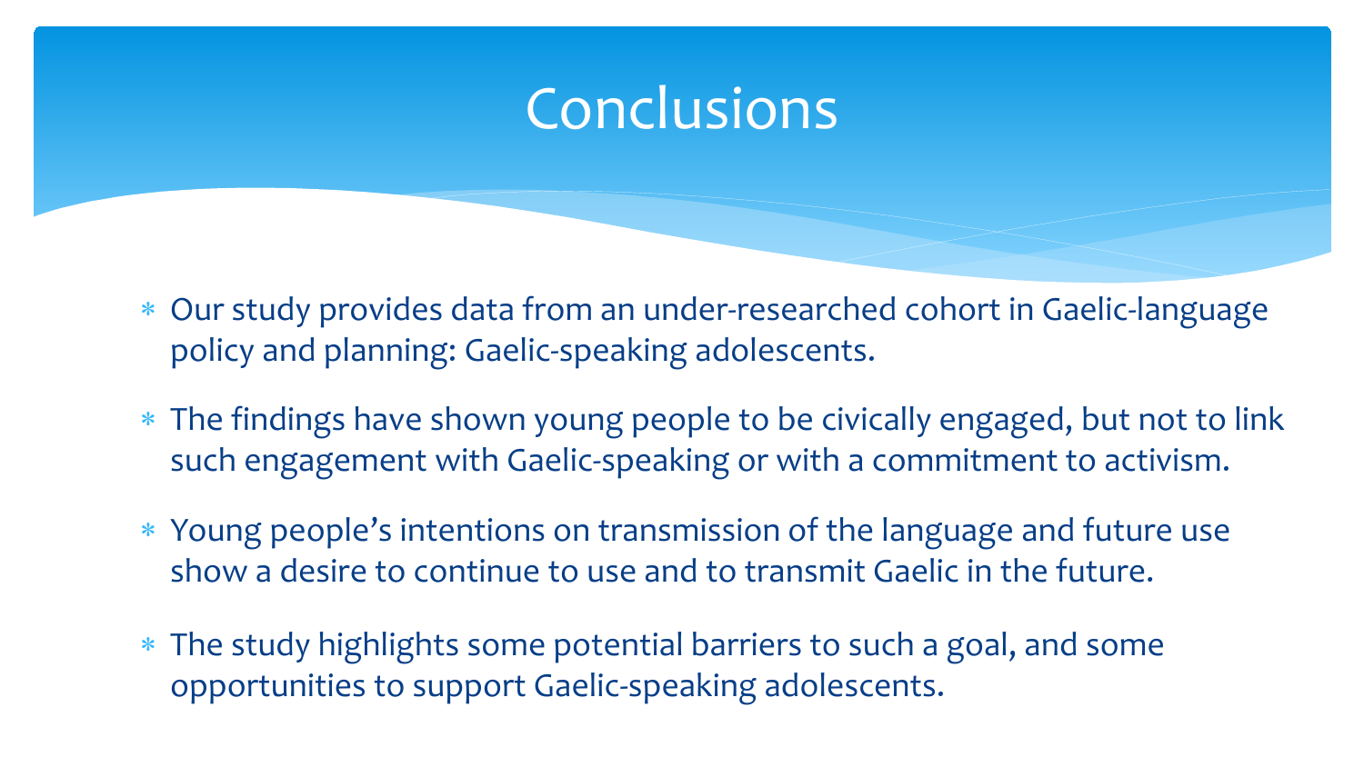# Conclusions

* Our study provides data from an under-researched cohort in Gaelic-language policy and planning: Gaelic-speaking adolescents.
* The findings have shown young people to be civically engaged, but not to link such engagement with Gaelic-speaking or with a commitment to activism.
* Young people's intentions on transmission of the language and future use show a desire to continue to use and to transmit Gaelic in the future.
* The study highlights some potential barriers to such a goal, and some opportunities to support Gaelic-speaking adolescents.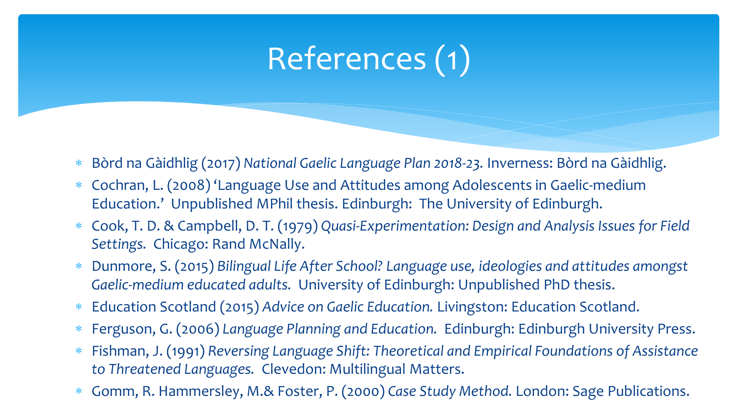# References (1)

- Bòrd na Gàidhlig (2017) *National Gaelic Language Plan 2018-23.* Inverness: Bòrd na Gàidhlig.
- Cochran, L. (2008) 'Language Use and Attitudes among Adolescents in Gaelic-medium Education.' Unpublished MPhil thesis. Edinburgh: The University of Edinburgh.
- Cook, T. D. & Campbell, D. T. (1979) *Quasi-Experimentation: Design and Analysis Issues for Field Settings.* Chicago: Rand McNally.
- Dunmore, S. (2015) *Bilingual Life After School? Language use, ideologies and attitudes amongst Gaelic-medium educated adults.* University of Edinburgh: Unpublished PhD thesis.
- Education Scotland (2015) *Advice on Gaelic Education.* Livingston: Education Scotland.
- Ferguson, G. (2006) *Language Planning and Education.* Edinburgh: Edinburgh University Press.
- Fishman, J. (1991) *Reversing Language Shift: Theoretical and Empirical Foundations of Assistance to Threatened Languages.* Clevedon: Multilingual Matters.
- Gomm, R. Hammersley, M.& Foster, P. (2000) *Case Study Method.* London: Sage Publications.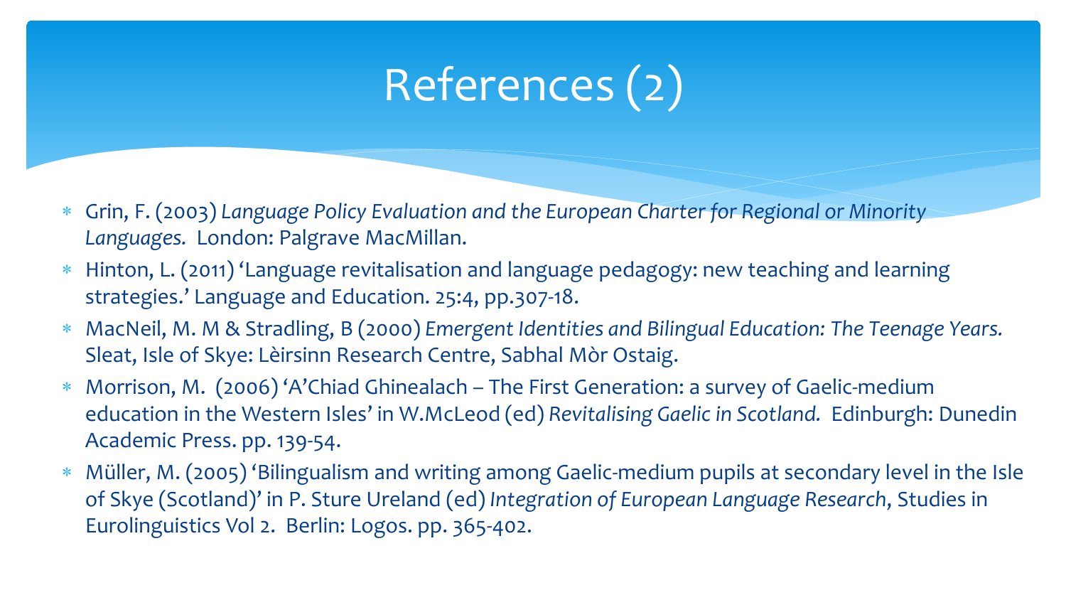# References (2)

- Grin, F. (2003) *Language Policy Evaluation and the European Charter for Regional or Minority Languages.* London: Palgrave MacMillan.
- Hinton, L. (2011) 'Language revitalisation and language pedagogy: new teaching and learning strategies.' Language and Education. 25:4, pp.307-18.
- MacNeil, M. M & Stradling, B (2000) *Emergent Identities and Bilingual Education: The Teenage Years.* Sleat, Isle of Skye: Lèirsinn Research Centre, Sabhal Mòr Ostaig.
- Morrison, M. (2006) 'A'Chiad Ghinealach – The First Generation: a survey of Gaelic-medium education in the Western Isles' in W.McLeod (ed) *Revitalising Gaelic in Scotland.* Edinburgh: Dunedin Academic Press. pp. 139-54.
- Müller, M. (2005) 'Bilingualism and writing among Gaelic-medium pupils at secondary level in the Isle of Skye (Scotland)' in P. Sture Ureland (ed) *Integration of European Language Research*, Studies in Eurolinguistics Vol 2. Berlin: Logos. pp. 365-402.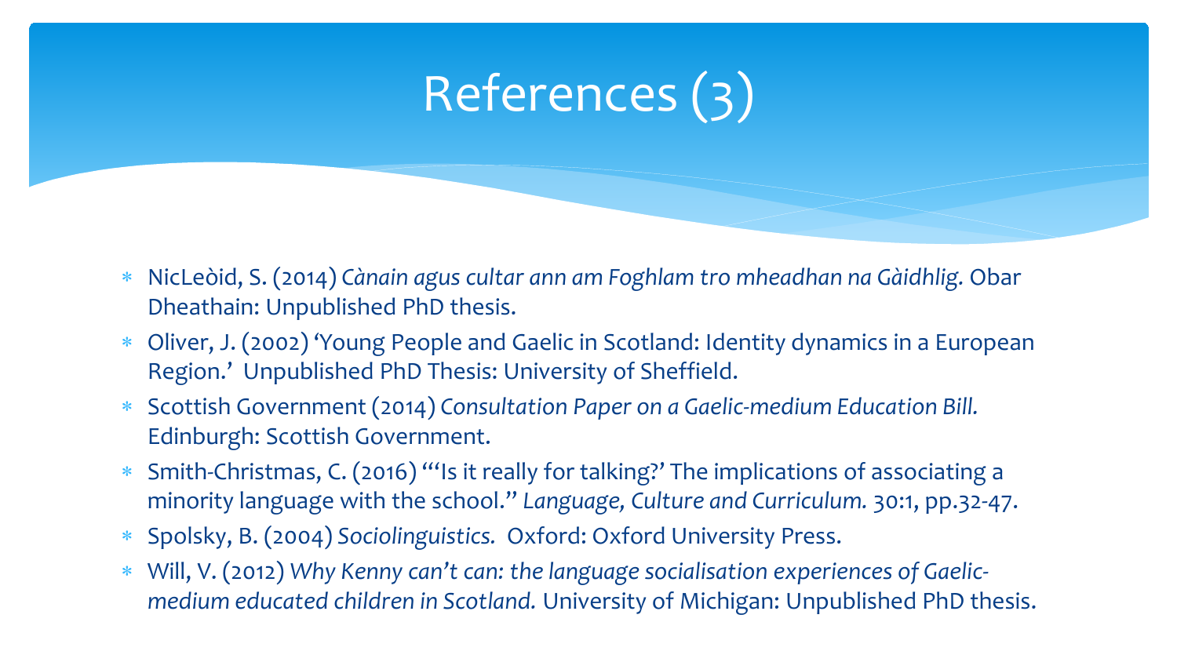# References (3)

- NicLeòid, S. (2014) *Cànain agus cultar ann am Foghlam tro mheadhan na Gàidhlig.* Obar Dheathain: Unpublished PhD thesis.
- Oliver, J. (2002) 'Young People and Gaelic in Scotland: Identity dynamics in a European Region.' Unpublished PhD Thesis: University of Sheffield.
- Scottish Government (2014) *Consultation Paper on a Gaelic-medium Education Bill.* Edinburgh: Scottish Government.
- Smith-Christmas, C. (2016) "'Is it really for talking?' The implications of associating a minority language with the school." *Language, Culture and Curriculum.* 30:1, pp.32-47.
- Spolsky, B. (2004) *Sociolinguistics.* Oxford: Oxford University Press.
- Will, V. (2012) *Why Kenny can't can: the language socialisation experiences of Gaelic-medium educated children in Scotland.* University of Michigan: Unpublished PhD thesis.